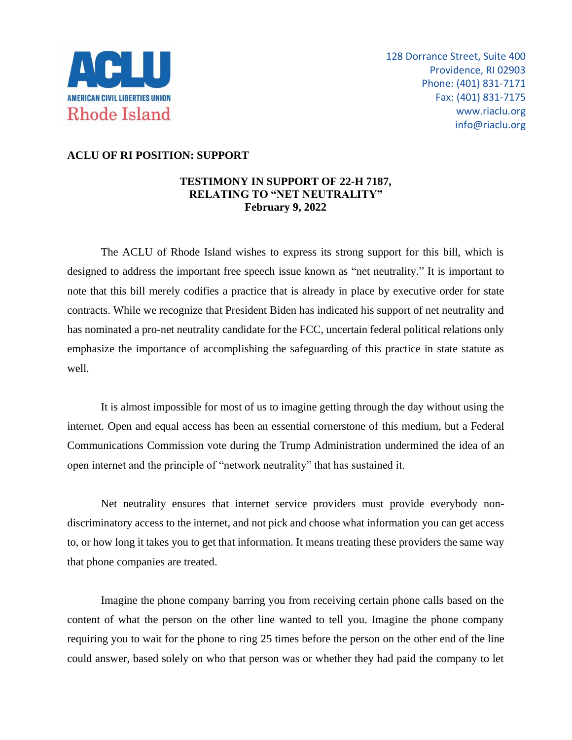**ACLU**
AMERICAN CIVIL LIBERTIES UNION
Rhode Island

128 Dorrance Street, Suite 400
Providence, RI 02903
Phone: (401) 831-7171
Fax: (401) 831-7175
www.riaclu.org
info@riaclu.org

**ACLU OF RI POSITION: SUPPORT**

**TESTIMONY IN SUPPORT OF 22-H 7187, RELATING TO "NET NEUTRALITY"**
**February 9, 2022**

The ACLU of Rhode Island wishes to express its strong support for this bill, which is designed to address the important free speech issue known as "net neutrality." It is important to note that this bill merely codifies a practice that is already in place by executive order for state contracts. While we recognize that President Biden has indicated his support of net neutrality and has nominated a pro-net neutrality candidate for the FCC, uncertain federal political relations only emphasize the importance of accomplishing the safeguarding of this practice in state statute as well.

It is almost impossible for most of us to imagine getting through the day without using the internet. Open and equal access has been an essential cornerstone of this medium, but a Federal Communications Commission vote during the Trump Administration undermined the idea of an open internet and the principle of "network neutrality" that has sustained it.

Net neutrality ensures that internet service providers must provide everybody non-discriminatory access to the internet, and not pick and choose what information you can get access to, or how long it takes you to get that information. It means treating these providers the same way that phone companies are treated.

Imagine the phone company barring you from receiving certain phone calls based on the content of what the person on the other line wanted to tell you. Imagine the phone company requiring you to wait for the phone to ring 25 times before the person on the other end of the line could answer, based solely on who that person was or whether they had paid the company to let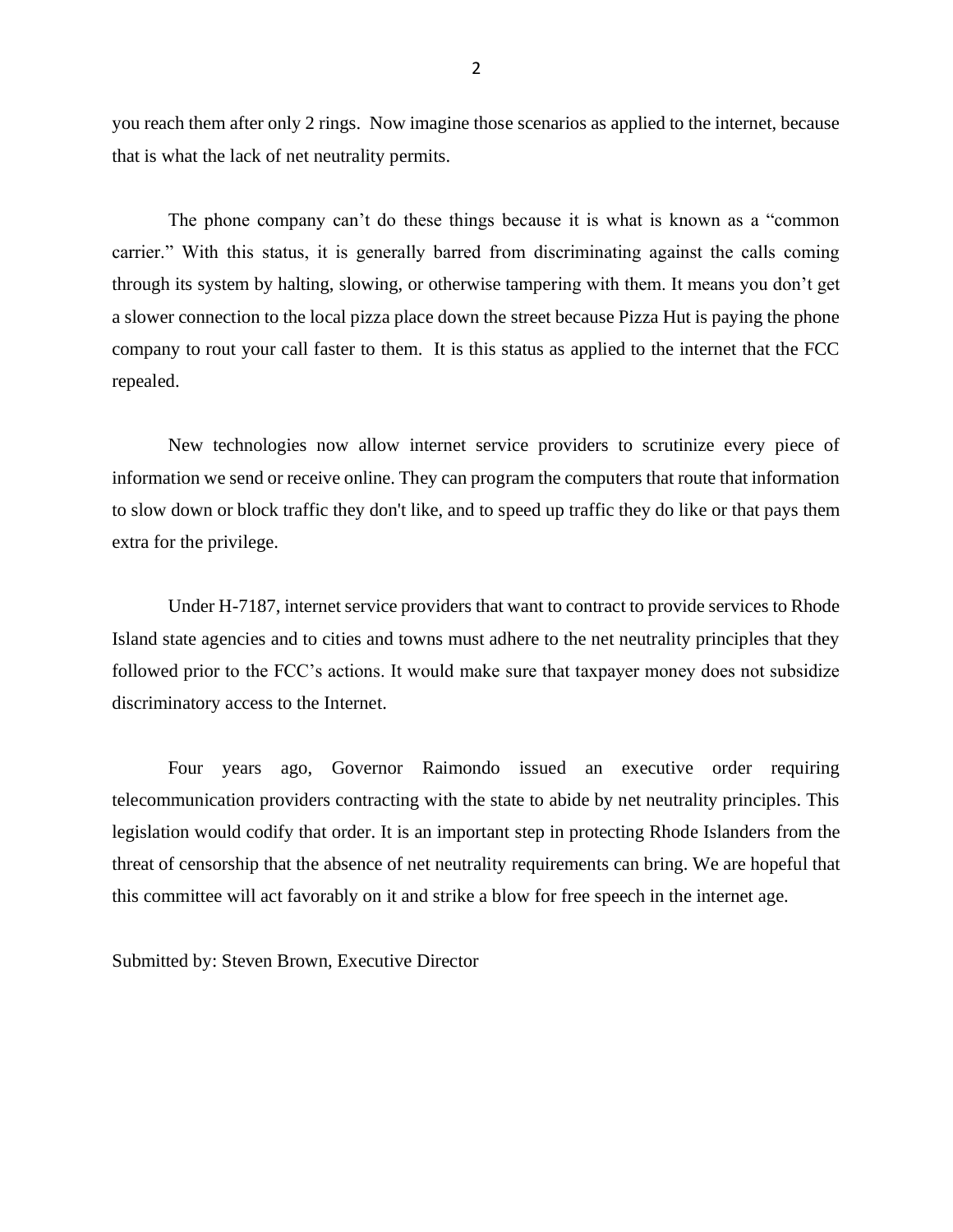you reach them after only 2 rings. Now imagine those scenarios as applied to the internet, because that is what the lack of net neutrality permits.

The phone company can't do these things because it is what is known as a "common carrier." With this status, it is generally barred from discriminating against the calls coming through its system by halting, slowing, or otherwise tampering with them. It means you don't get a slower connection to the local pizza place down the street because Pizza Hut is paying the phone company to rout your call faster to them. It is this status as applied to the internet that the FCC repealed.

New technologies now allow internet service providers to scrutinize every piece of information we send or receive online. They can program the computers that route that information to slow down or block traffic they don't like, and to speed up traffic they do like or that pays them extra for the privilege.

Under H-7187, internet service providers that want to contract to provide services to Rhode Island state agencies and to cities and towns must adhere to the net neutrality principles that they followed prior to the FCC's actions. It would make sure that taxpayer money does not subsidize discriminatory access to the Internet.

Four years ago, Governor Raimondo issued an executive order requiring telecommunication providers contracting with the state to abide by net neutrality principles. This legislation would codify that order. It is an important step in protecting Rhode Islanders from the threat of censorship that the absence of net neutrality requirements can bring. We are hopeful that this committee will act favorably on it and strike a blow for free speech in the internet age.

Submitted by: Steven Brown, Executive Director